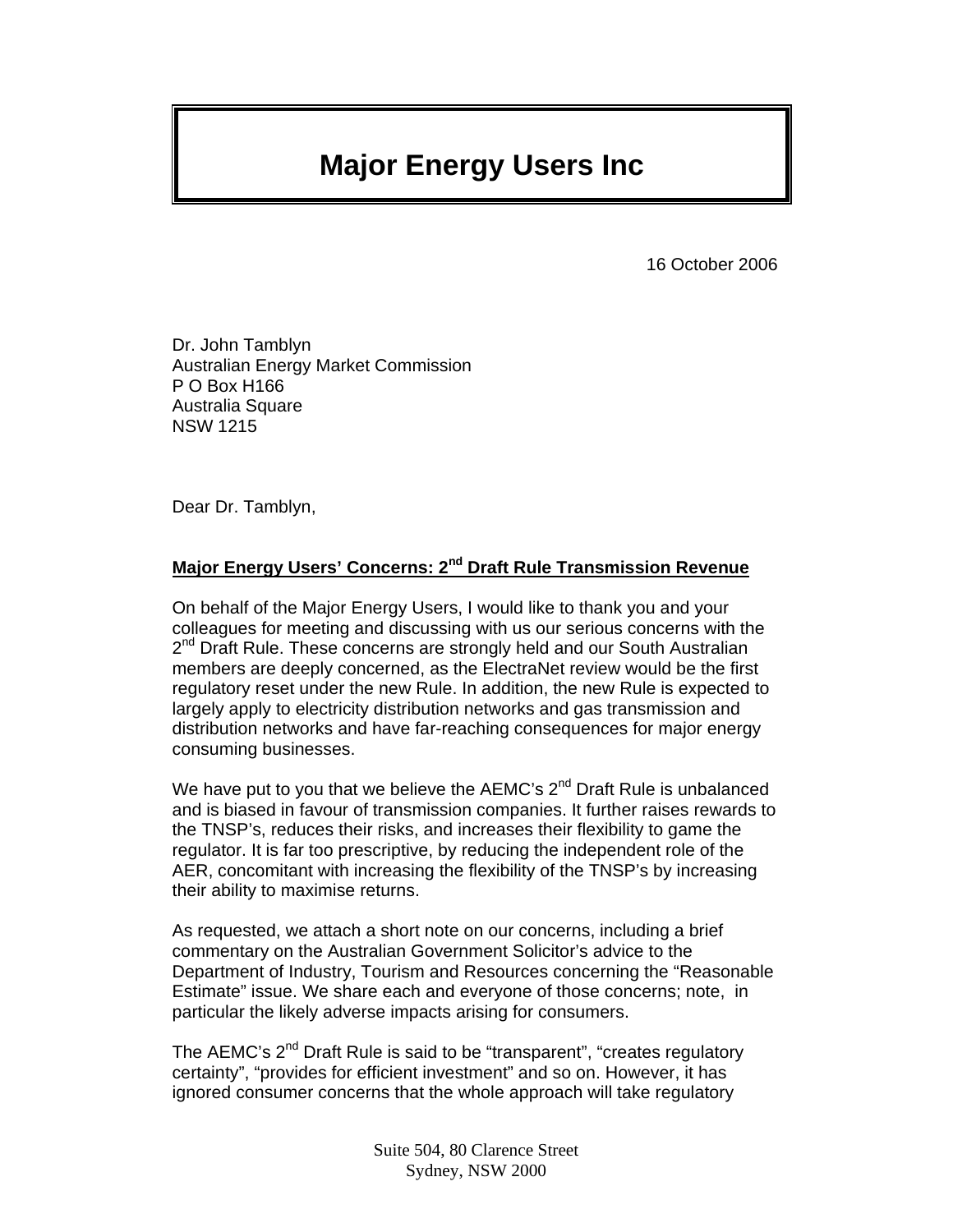# Major Energy Users Inc

16 October 2006

Dr. John Tamblyn
Australian Energy Market Commission
P O Box H166
Australia Square
NSW 1215

Dear Dr. Tamblyn,

**Major Energy Users' Concerns: 2nd Draft Rule Transmission Revenue**

On behalf of the Major Energy Users, I would like to thank you and your colleagues for meeting and discussing with us our serious concerns with the 2nd Draft Rule. These concerns are strongly held and our South Australian members are deeply concerned, as the ElectraNet review would be the first regulatory reset under the new Rule. In addition, the new Rule is expected to largely apply to electricity distribution networks and gas transmission and distribution networks and have far-reaching consequences for major energy consuming businesses.

We have put to you that we believe the AEMC's 2nd Draft Rule is unbalanced and is biased in favour of transmission companies. It further raises rewards to the TNSP's, reduces their risks, and increases their flexibility to game the regulator. It is far too prescriptive, by reducing the independent role of the AER, concomitant with increasing the flexibility of the TNSP's by increasing their ability to maximise returns.

As requested, we attach a short note on our concerns, including a brief commentary on the Australian Government Solicitor's advice to the Department of Industry, Tourism and Resources concerning the "Reasonable Estimate" issue. We share each and everyone of those concerns; note, in particular the likely adverse impacts arising for consumers.

The AEMC's 2nd Draft Rule is said to be "transparent", "creates regulatory certainty", "provides for efficient investment" and so on. However, it has ignored consumer concerns that the whole approach will take regulatory

Suite 504, 80 Clarence Street
Sydney, NSW 2000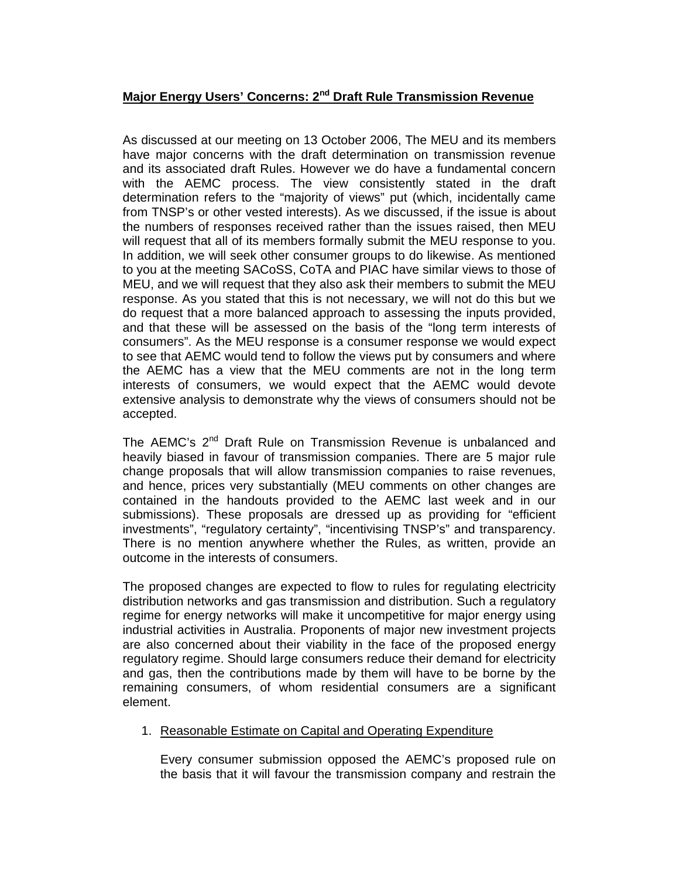**Major Energy Users' Concerns: 2nd Draft Rule Transmission Revenue**

As discussed at our meeting on 13 October 2006, The MEU and its members have major concerns with the draft determination on transmission revenue and its associated draft Rules. However we do have a fundamental concern with the AEMC process. The view consistently stated in the draft determination refers to the "majority of views" put (which, incidentally came from TNSP's or other vested interests). As we discussed, if the issue is about the numbers of responses received rather than the issues raised, then MEU will request that all of its members formally submit the MEU response to you. In addition, we will seek other consumer groups to do likewise. As mentioned to you at the meeting SACoSS, CoTA and PIAC have similar views to those of MEU, and we will request that they also ask their members to submit the MEU response. As you stated that this is not necessary, we will not do this but we do request that a more balanced approach to assessing the inputs provided, and that these will be assessed on the basis of the "long term interests of consumers". As the MEU response is a consumer response we would expect to see that AEMC would tend to follow the views put by consumers and where the AEMC has a view that the MEU comments are not in the long term interests of consumers, we would expect that the AEMC would devote extensive analysis to demonstrate why the views of consumers should not be accepted.

The AEMC's 2nd Draft Rule on Transmission Revenue is unbalanced and heavily biased in favour of transmission companies. There are 5 major rule change proposals that will allow transmission companies to raise revenues, and hence, prices very substantially (MEU comments on other changes are contained in the handouts provided to the AEMC last week and in our submissions). These proposals are dressed up as providing for "efficient investments", "regulatory certainty", "incentivising TNSP's" and transparency. There is no mention anywhere whether the Rules, as written, provide an outcome in the interests of consumers.

The proposed changes are expected to flow to rules for regulating electricity distribution networks and gas transmission and distribution. Such a regulatory regime for energy networks will make it uncompetitive for major energy using industrial activities in Australia. Proponents of major new investment projects are also concerned about their viability in the face of the proposed energy regulatory regime. Should large consumers reduce their demand for electricity and gas, then the contributions made by them will have to be borne by the remaining consumers, of whom residential consumers are a significant element.

1. Reasonable Estimate on Capital and Operating Expenditure

   Every consumer submission opposed the AEMC's proposed rule on the basis that it will favour the transmission company and restrain the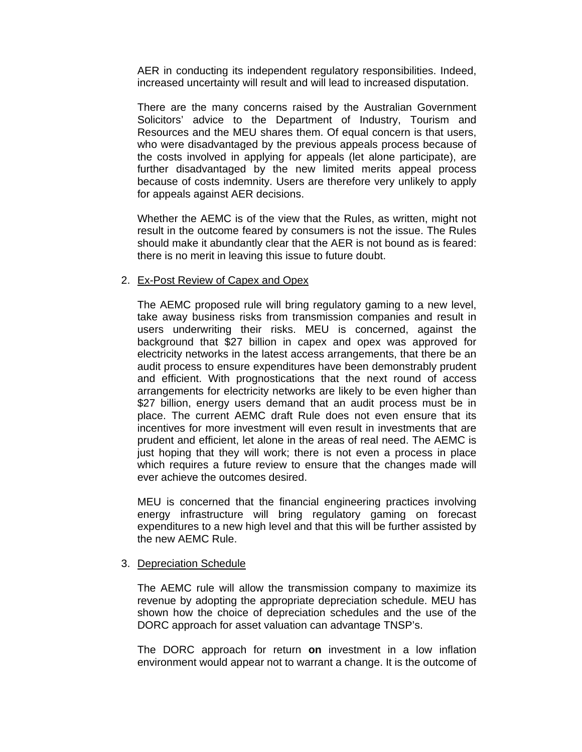AER in conducting its independent regulatory responsibilities. Indeed, increased uncertainty will result and will lead to increased disputation.

There are the many concerns raised by the Australian Government Solicitors' advice to the Department of Industry, Tourism and Resources and the MEU shares them. Of equal concern is that users, who were disadvantaged by the previous appeals process because of the costs involved in applying for appeals (let alone participate), are further disadvantaged by the new limited merits appeal process because of costs indemnity. Users are therefore very unlikely to apply for appeals against AER decisions.

Whether the AEMC is of the view that the Rules, as written, might not result in the outcome feared by consumers is not the issue. The Rules should make it abundantly clear that the AER is not bound as is feared: there is no merit in leaving this issue to future doubt.

2. Ex-Post Review of Capex and Opex

   The AEMC proposed rule will bring regulatory gaming to a new level, take away business risks from transmission companies and result in users underwriting their risks. MEU is concerned, against the background that $27 billion in capex and opex was approved for electricity networks in the latest access arrangements, that there be an audit process to ensure expenditures have been demonstrably prudent and efficient. With prognostications that the next round of access arrangements for electricity networks are likely to be even higher than $27 billion, energy users demand that an audit process must be in place. The current AEMC draft Rule does not even ensure that its incentives for more investment will even result in investments that are prudent and efficient, let alone in the areas of real need. The AEMC is just hoping that they will work; there is not even a process in place which requires a future review to ensure that the changes made will ever achieve the outcomes desired.

   MEU is concerned that the financial engineering practices involving energy infrastructure will bring regulatory gaming on forecast expenditures to a new high level and that this will be further assisted by the new AEMC Rule.

3. Depreciation Schedule

   The AEMC rule will allow the transmission company to maximize its revenue by adopting the appropriate depreciation schedule. MEU has shown how the choice of depreciation schedules and the use of the DORC approach for asset valuation can advantage TNSP's.

   The DORC approach for return **on** investment in a low inflation environment would appear not to warrant a change. It is the outcome of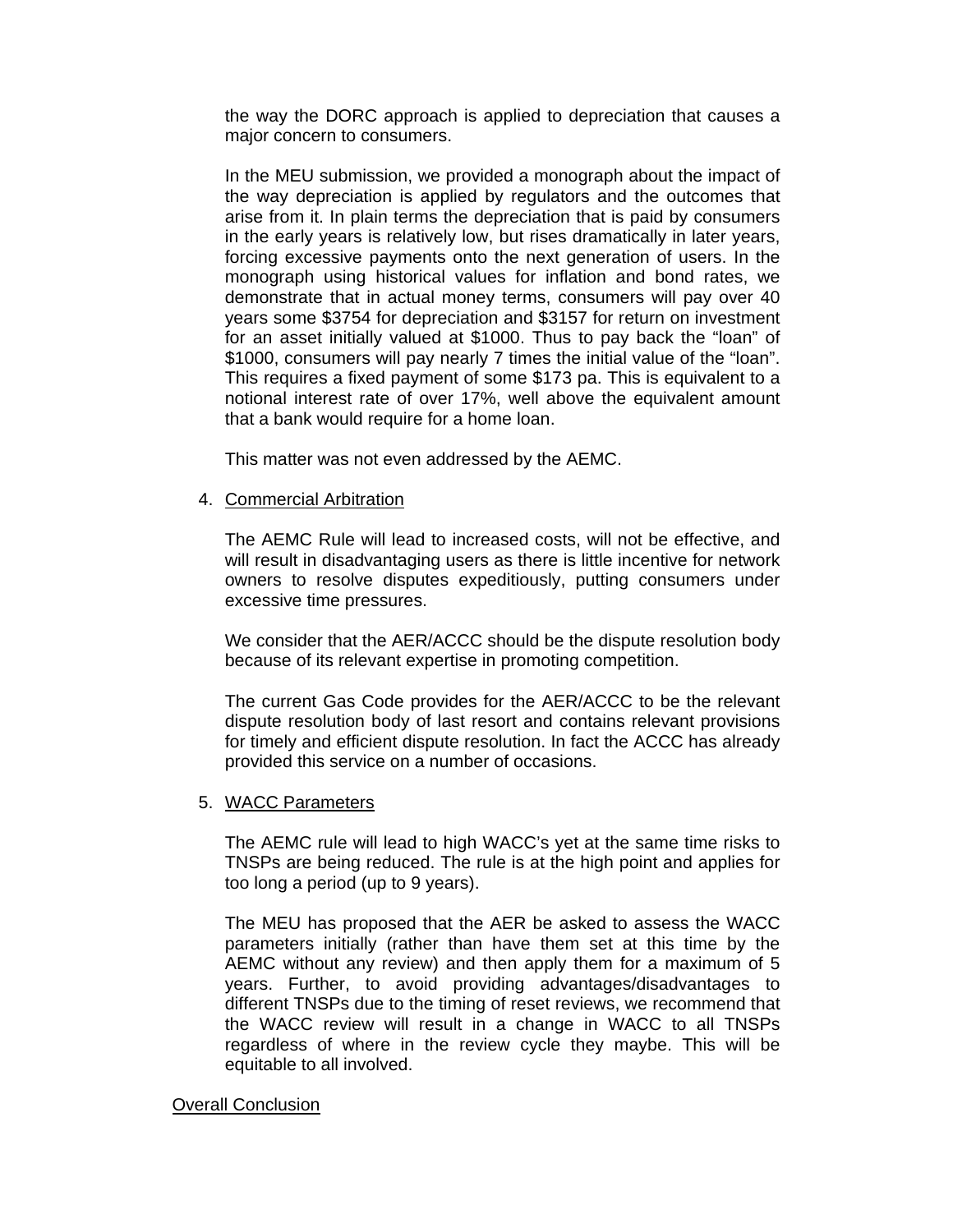the way the DORC approach is applied to depreciation that causes a major concern to consumers.

In the MEU submission, we provided a monograph about the impact of the way depreciation is applied by regulators and the outcomes that arise from it. In plain terms the depreciation that is paid by consumers in the early years is relatively low, but rises dramatically in later years, forcing excessive payments onto the next generation of users. In the monograph using historical values for inflation and bond rates, we demonstrate that in actual money terms, consumers will pay over 40 years some $3754 for depreciation and $3157 for return on investment for an asset initially valued at $1000. Thus to pay back the "loan" of $1000, consumers will pay nearly 7 times the initial value of the "loan". This requires a fixed payment of some $173 pa. This is equivalent to a notional interest rate of over 17%, well above the equivalent amount that a bank would require for a home loan.

This matter was not even addressed by the AEMC.

4. Commercial Arbitration

   The AEMC Rule will lead to increased costs, will not be effective, and will result in disadvantaging users as there is little incentive for network owners to resolve disputes expeditiously, putting consumers under excessive time pressures.

   We consider that the AER/ACCC should be the dispute resolution body because of its relevant expertise in promoting competition.

   The current Gas Code provides for the AER/ACCC to be the relevant dispute resolution body of last resort and contains relevant provisions for timely and efficient dispute resolution. In fact the ACCC has already provided this service on a number of occasions.

5. WACC Parameters

   The AEMC rule will lead to high WACC's yet at the same time risks to TNSPs are being reduced. The rule is at the high point and applies for too long a period (up to 9 years).

   The MEU has proposed that the AER be asked to assess the WACC parameters initially (rather than have them set at this time by the AEMC without any review) and then apply them for a maximum of 5 years. Further, to avoid providing advantages/disadvantages to different TNSPs due to the timing of reset reviews, we recommend that the WACC review will result in a change in WACC to all TNSPs regardless of where in the review cycle they maybe. This will be equitable to all involved.

## Overall Conclusion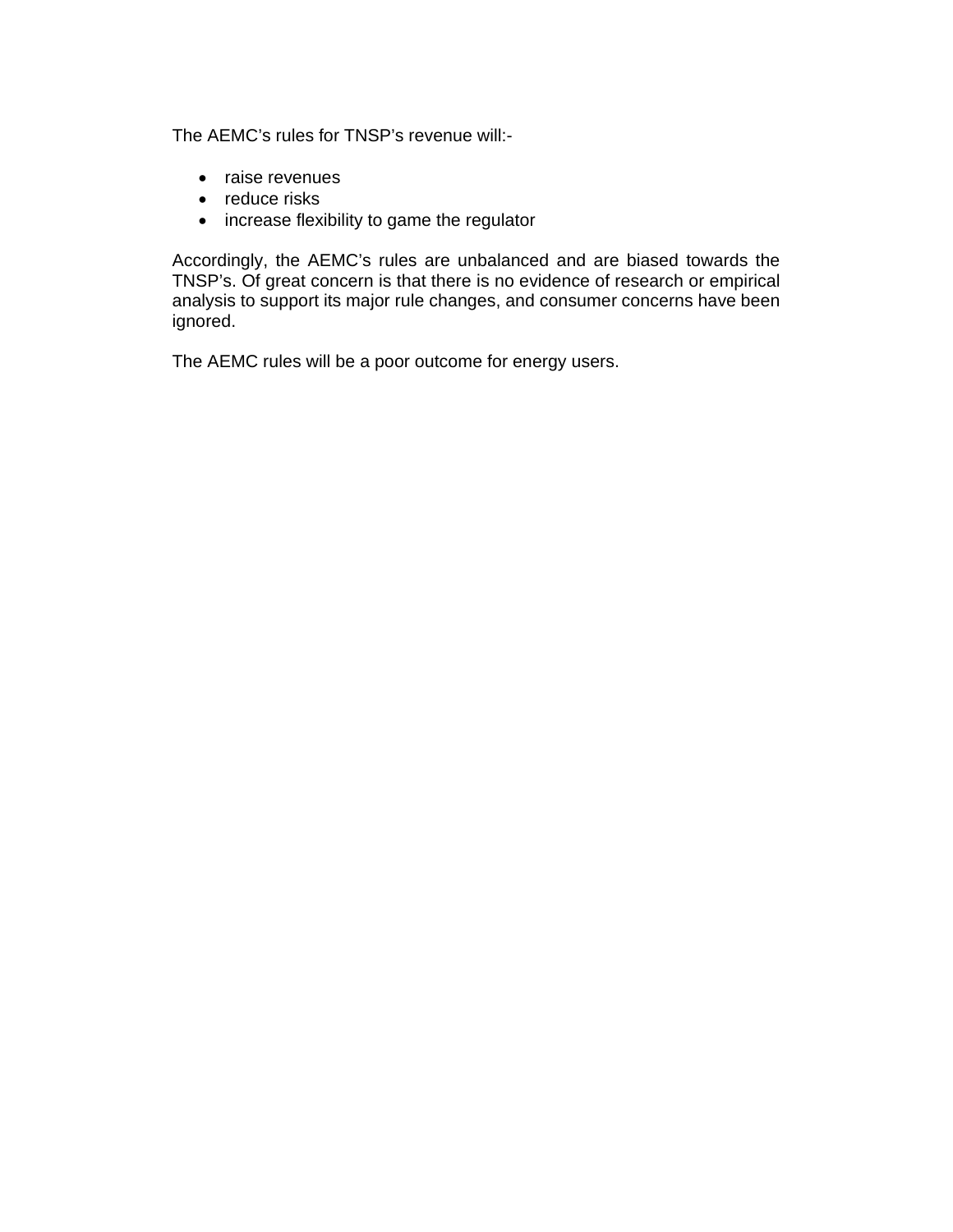The AEMC's rules for TNSP's revenue will:-

- raise revenues
- reduce risks
- increase flexibility to game the regulator

Accordingly, the AEMC's rules are unbalanced and are biased towards the TNSP's. Of great concern is that there is no evidence of research or empirical analysis to support its major rule changes, and consumer concerns have been ignored.

The AEMC rules will be a poor outcome for energy users.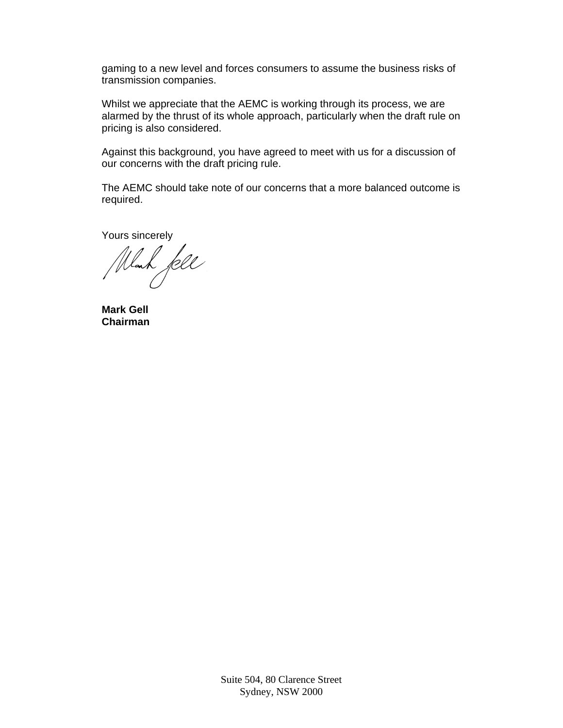gaming to a new level and forces consumers to assume the business risks of transmission companies.

Whilst we appreciate that the AEMC is working through its process, we are alarmed by the thrust of its whole approach, particularly when the draft rule on pricing is also considered.

Against this background, you have agreed to meet with us for a discussion of our concerns with the draft pricing rule.

The AEMC should take note of our concerns that a more balanced outcome is required.

Yours sincerely

**Mark Gell**
**Chairman**

Suite 504, 80 Clarence Street
Sydney, NSW 2000